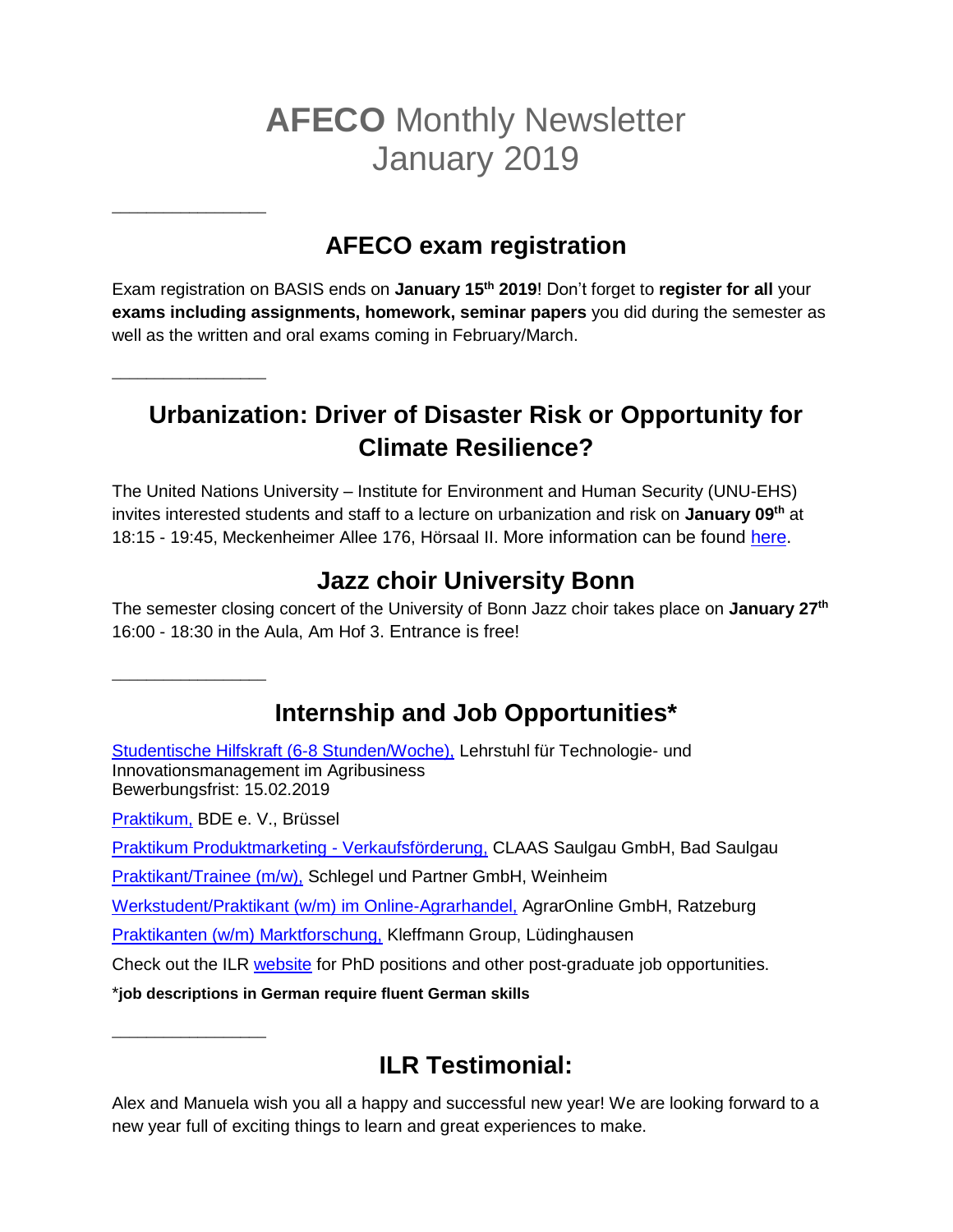# **AFECO** Monthly Newsletter January 2019

---

## AFECO exam registration

Exam registration on BASIS ends on **January 15th 2019**! Don't forget to **register for all** your **exams including assignments, homework, seminar papers** you did during the semester as well as the written and oral exams coming in February/March.

---

## Urbanization: Driver of Disaster Risk or Opportunity for Climate Resilience?

The United Nations University – Institute for Environment and Human Security (UNU-EHS) invites interested students and staff to a lecture on urbanization and risk on **January 09th** at 18:15 - 19:45, Meckenheimer Allee 176, Hörsaal II. More information can be found here.

## Jazz choir University Bonn

The semester closing concert of the University of Bonn Jazz choir takes place on **January 27th** 16:00 - 18:30 in the Aula, Am Hof 3. Entrance is free!

---

## Internship and Job Opportunities*

Studentische Hilfskraft (6-8 Stunden/Woche), Lehrstuhl für Technologie- und Innovationsmanagement im Agribusiness
Bewerbungsfrist: 15.02.2019

Praktikum, BDE e. V., Brüssel

Praktikum Produktmarketing - Verkaufsförderung, CLAAS Saulgau GmbH, Bad Saulgau

Praktikant/Trainee (m/w), Schlegel und Partner GmbH, Weinheim

Werkstudent/Praktikant (w/m) im Online-Agrarhandel, AgrarOnline GmbH, Ratzeburg

Praktikanten (w/m) Marktforschung, Kleffmann Group, Lüdinghausen

Check out the ILR website for PhD positions and other post-graduate job opportunities.

***job descriptions in German require fluent German skills**

---

## ILR Testimonial:

Alex and Manuela wish you all a happy and successful new year! We are looking forward to a new year full of exciting things to learn and great experiences to make.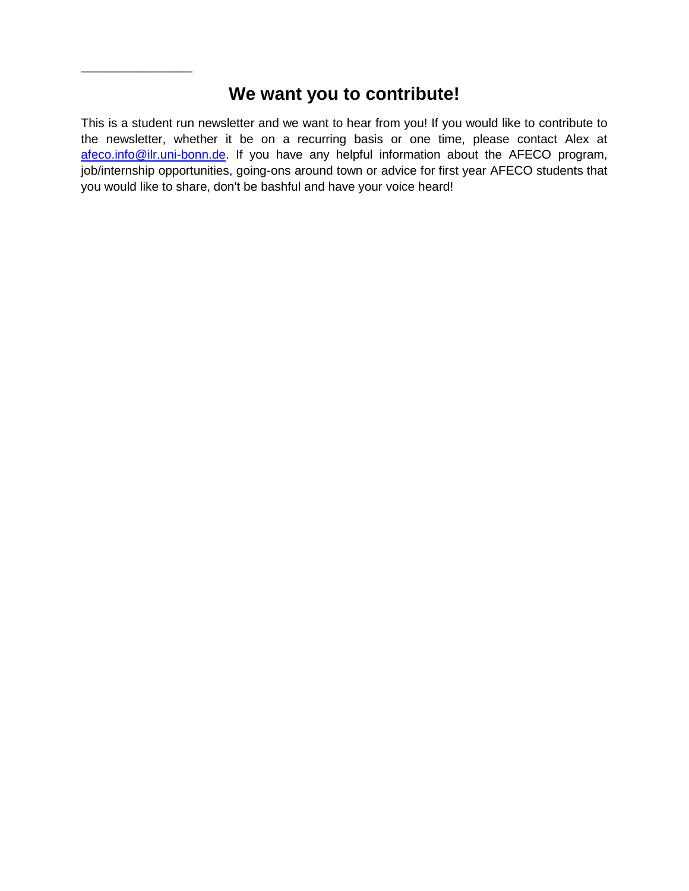## We want you to contribute!

This is a student run newsletter and we want to hear from you! If you would like to contribute to the newsletter, whether it be on a recurring basis or one time, please contact Alex at afeco.info@ilr.uni-bonn.de. If you have any helpful information about the AFECO program, job/internship opportunities, going-ons around town or advice for first year AFECO students that you would like to share, don't be bashful and have your voice heard!